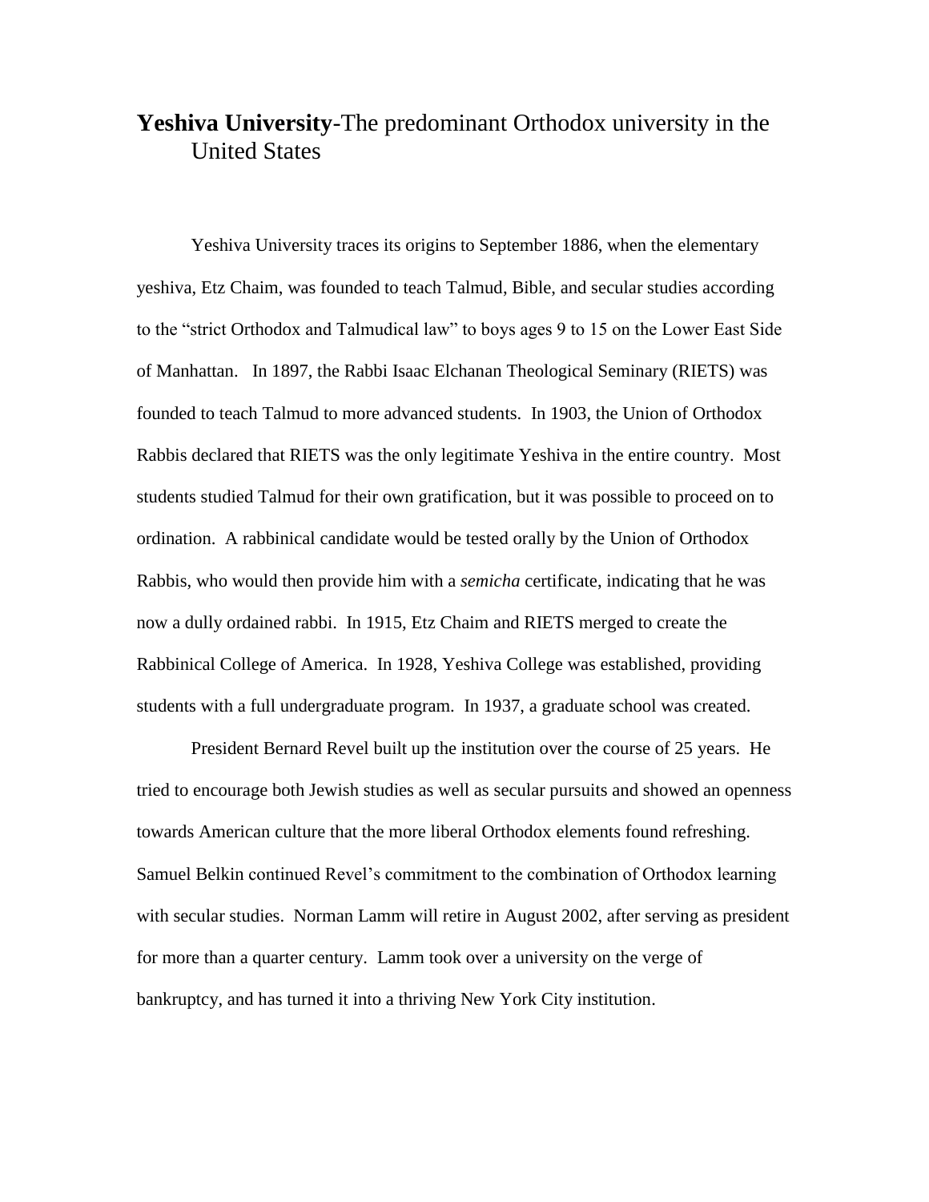# **Yeshiva University**-The predominant Orthodox university in the United States

Yeshiva University traces its origins to September 1886, when the elementary yeshiva, Etz Chaim, was founded to teach Talmud, Bible, and secular studies according to the "strict Orthodox and Talmudical law" to boys ages 9 to 15 on the Lower East Side of Manhattan. In 1897, the Rabbi Isaac Elchanan Theological Seminary (RIETS) was founded to teach Talmud to more advanced students. In 1903, the Union of Orthodox Rabbis declared that RIETS was the only legitimate Yeshiva in the entire country. Most students studied Talmud for their own gratification, but it was possible to proceed on to ordination. A rabbinical candidate would be tested orally by the Union of Orthodox Rabbis, who would then provide him with a *semicha* certificate, indicating that he was now a dully ordained rabbi. In 1915, Etz Chaim and RIETS merged to create the Rabbinical College of America. In 1928, Yeshiva College was established, providing students with a full undergraduate program. In 1937, a graduate school was created.

President Bernard Revel built up the institution over the course of 25 years. He tried to encourage both Jewish studies as well as secular pursuits and showed an openness towards American culture that the more liberal Orthodox elements found refreshing. Samuel Belkin continued Revel's commitment to the combination of Orthodox learning with secular studies. Norman Lamm will retire in August 2002, after serving as president for more than a quarter century. Lamm took over a university on the verge of bankruptcy, and has turned it into a thriving New York City institution.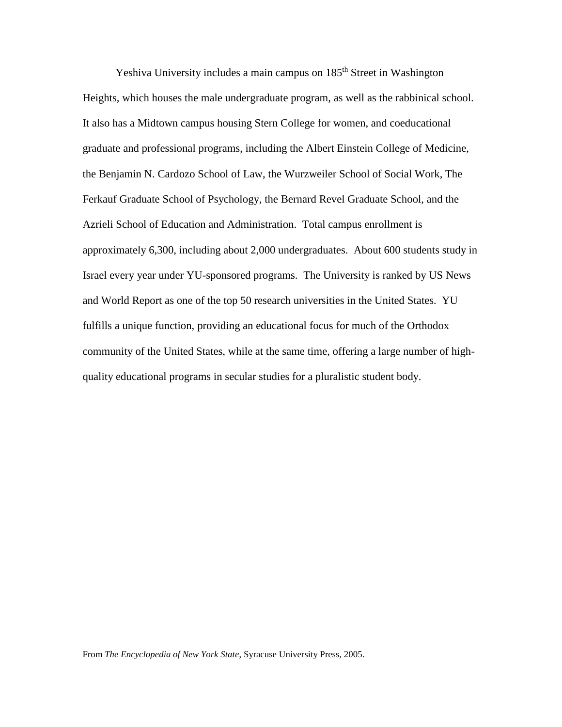Yeshiva University includes a main campus on 185th Street in Washington Heights, which houses the male undergraduate program, as well as the rabbinical school. It also has a Midtown campus housing Stern College for women, and coeducational graduate and professional programs, including the Albert Einstein College of Medicine, the Benjamin N. Cardozo School of Law, the Wurzweiler School of Social Work, The Ferkauf Graduate School of Psychology, the Bernard Revel Graduate School, and the Azrieli School of Education and Administration. Total campus enrollment is approximately 6,300, including about 2,000 undergraduates. About 600 students study in Israel every year under YU-sponsored programs. The University is ranked by US News and World Report as one of the top 50 research universities in the United States. YU fulfills a unique function, providing an educational focus for much of the Orthodox community of the United States, while at the same time, offering a large number of high-quality educational programs in secular studies for a pluralistic student body.

From *The Encyclopedia of New York State*, Syracuse University Press, 2005.